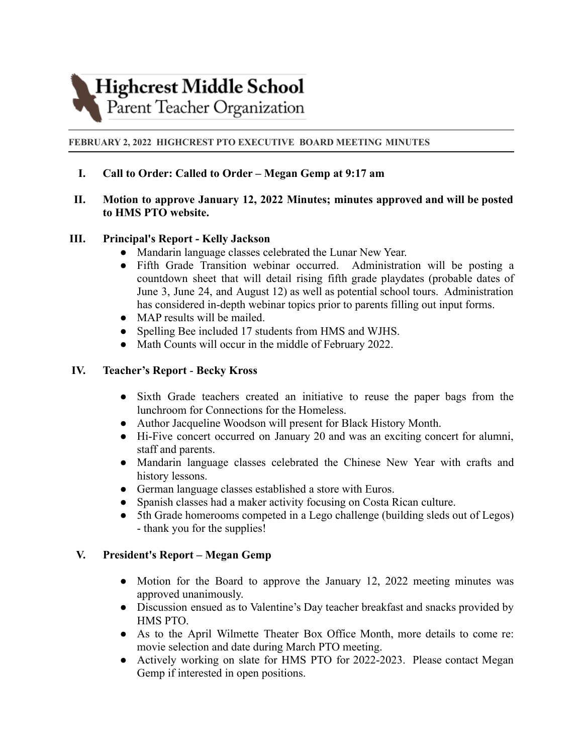# Highcrest Middle School
## Parent Teacher Organization

**FEBRUARY 2, 2022 HIGHCREST PTO EXECUTIVE BOARD MEETING MINUTES**

I. **Call to Order: Called to Order – Megan Gemp at 9:17 am**

II. **Motion to approve January 12, 2022 Minutes; minutes approved and will be posted to HMS PTO website.**

III. **Principal's Report - Kelly Jackson**
   - Mandarin language classes celebrated the Lunar New Year.
   - Fifth Grade Transition webinar occurred. Administration will be posting a countdown sheet that will detail rising fifth grade playdates (probable dates of June 3, June 24, and August 12) as well as potential school tours. Administration has considered in-depth webinar topics prior to parents filling out input forms.
   - MAP results will be mailed.
   - Spelling Bee included 17 students from HMS and WJHS.
   - Math Counts will occur in the middle of February 2022.

IV. **Teacher's Report - Becky Kross**
   - Sixth Grade teachers created an initiative to reuse the paper bags from the lunchroom for Connections for the Homeless.
   - Author Jacqueline Woodson will present for Black History Month.
   - Hi-Five concert occurred on January 20 and was an exciting concert for alumni, staff and parents.
   - Mandarin language classes celebrated the Chinese New Year with crafts and history lessons.
   - German language classes established a store with Euros.
   - Spanish classes had a maker activity focusing on Costa Rican culture.
   - 5th Grade homerooms competed in a Lego challenge (building sleds out of Legos) - thank you for the supplies!

V. **President's Report – Megan Gemp**
   - Motion for the Board to approve the January 12, 2022 meeting minutes was approved unanimously.
   - Discussion ensued as to Valentine's Day teacher breakfast and snacks provided by HMS PTO.
   - As to the April Wilmette Theater Box Office Month, more details to come re: movie selection and date during March PTO meeting.
   - Actively working on slate for HMS PTO for 2022-2023. Please contact Megan Gemp if interested in open positions.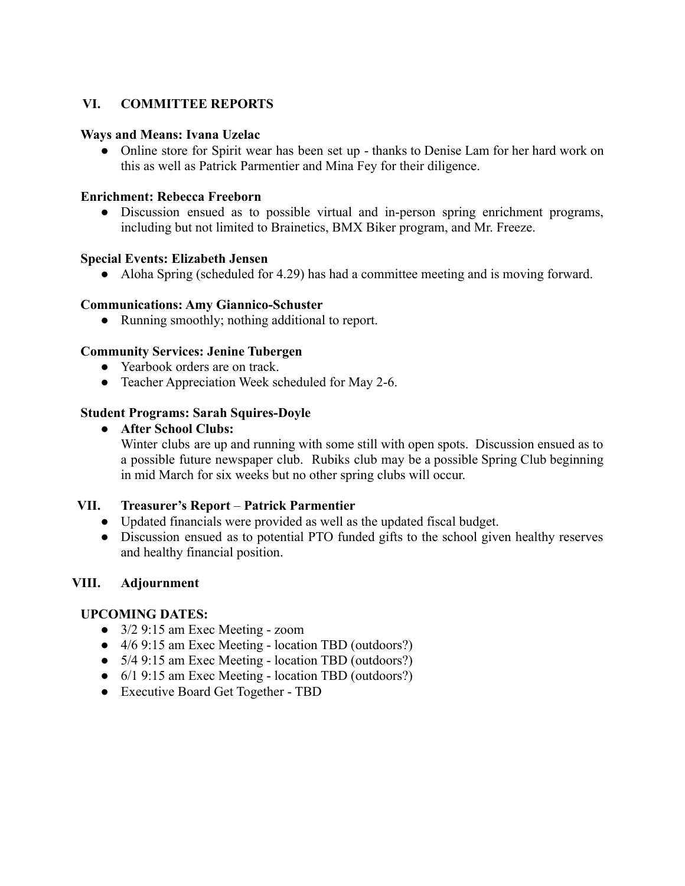## VI. COMMITTEE REPORTS

**Ways and Means: Ivana Uzelac**

- Online store for Spirit wear has been set up - thanks to Denise Lam for her hard work on this as well as Patrick Parmentier and Mina Fey for their diligence.

**Enrichment: Rebecca Freeborn**

- Discussion ensued as to possible virtual and in-person spring enrichment programs, including but not limited to Brainetics, BMX Biker program, and Mr. Freeze.

**Special Events: Elizabeth Jensen**

- Aloha Spring (scheduled for 4.29) has had a committee meeting and is moving forward.

**Communications: Amy Giannico-Schuster**

- Running smoothly; nothing additional to report.

**Community Services: Jenine Tubergen**

- Yearbook orders are on track.
- Teacher Appreciation Week scheduled for May 2-6.

**Student Programs: Sarah Squires-Doyle**

- **After School Clubs:**
  Winter clubs are up and running with some still with open spots. Discussion ensued as to a possible future newspaper club. Rubiks club may be a possible Spring Club beginning in mid March for six weeks but no other spring clubs will occur.

## VII. Treasurer's Report – Patrick Parmentier

- Updated financials were provided as well as the updated fiscal budget.
- Discussion ensued as to potential PTO funded gifts to the school given healthy reserves and healthy financial position.

## VIII. Adjournment

**UPCOMING DATES:**

- 3/2 9:15 am Exec Meeting - zoom
- 4/6 9:15 am Exec Meeting - location TBD (outdoors?)
- 5/4 9:15 am Exec Meeting - location TBD (outdoors?)
- 6/1 9:15 am Exec Meeting - location TBD (outdoors?)
- Executive Board Get Together - TBD